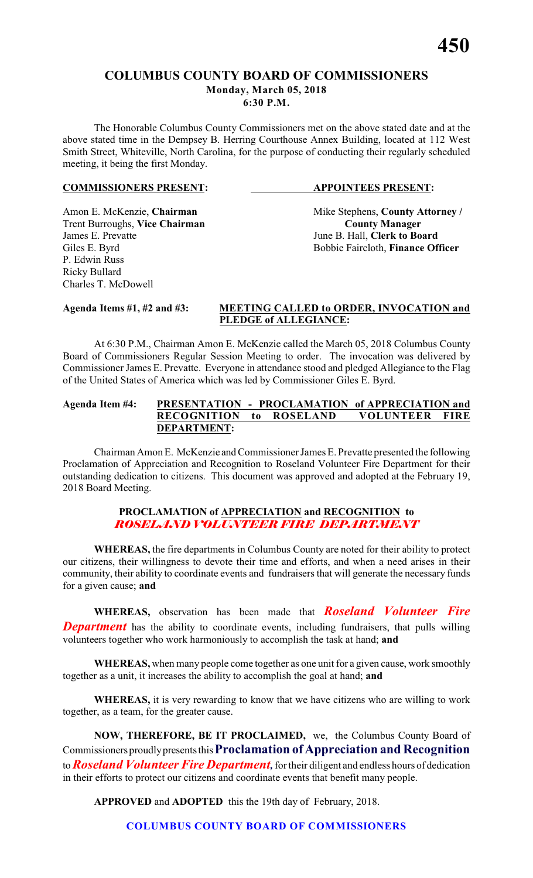# COLUMBUS COUNTY BOARD OF COMMISSIONERS

**Monday, March 05, 2018**
**6:30 P.M.**

The Honorable Columbus County Commissioners met on the above stated date and at the above stated time in the Dempsey B. Herring Courthouse Annex Building, located at 112 West Smith Street, Whiteville, North Carolina, for the purpose of conducting their regularly scheduled meeting, it being the first Monday.

| **COMMISSIONERS PRESENT:** | **APPOINTEES PRESENT:** |
|---|---|
| Amon E. McKenzie, **Chairman** | Mike Stephens, **County Attorney / County Manager** |
| Trent Burroughs, **Vice Chairman** | |
| James E. Prevatte | June B. Hall, **Clerk to Board** |
| Giles E. Byrd | Bobbie Faircloth, **Finance Officer** |
| P. Edwin Russ | |
| Ricky Bullard | |
| Charles T. McDowell | |

**Agenda Items #1, #2 and #3:** **MEETING CALLED to ORDER, INVOCATION and PLEDGE of ALLEGIANCE:**

At 6:30 P.M., Chairman Amon E. McKenzie called the March 05, 2018 Columbus County Board of Commissioners Regular Session Meeting to order. The invocation was delivered by Commissioner James E. Prevatte. Everyone in attendance stood and pledged Allegiance to the Flag of the United States of America which was led by Commissioner Giles E. Byrd.

**Agenda Item #4:** **PRESENTATION - PROCLAMATION of APPRECIATION and RECOGNITION to ROSELAND VOLUNTEER FIRE DEPARTMENT:**

Chairman Amon E. McKenzie and Commissioner James E. Prevatte presented the following Proclamation of Appreciation and Recognition to Roseland Volunteer Fire Department for their outstanding dedication to citizens. This document was approved and adopted at the February 19, 2018 Board Meeting.

## PROCLAMATION of APPRECIATION and RECOGNITION to *ROSELAND VOLUNTEER FIRE DEPARTMENT*

**WHEREAS,** the fire departments in Columbus County are noted for their ability to protect our citizens, their willingness to devote their time and efforts, and when a need arises in their community, their ability to coordinate events and fundraisers that will generate the necessary funds for a given cause; **and**

**WHEREAS,** observation has been made that ***Roseland Volunteer Fire Department*** has the ability to coordinate events, including fundraisers, that pulls willing volunteers together who work harmoniously to accomplish the task at hand; **and**

**WHEREAS,** when many people come together as one unit for a given cause, work smoothly together as a unit, it increases the ability to accomplish the goal at hand; **and**

**WHEREAS,** it is very rewarding to know that we have citizens who are willing to work together, as a team, for the greater cause.

**NOW, THEREFORE, BE IT PROCLAIMED,** we, the Columbus County Board of Commissioners proudly presents this **Proclamation of Appreciation and Recognition** to ***Roseland Volunteer Fire Department,*** for their diligent and endless hours of dedication in their efforts to protect our citizens and coordinate events that benefit many people.

**APPROVED** and **ADOPTED** this the 19th day of February, 2018.

**COLUMBUS COUNTY BOARD OF COMMISSIONERS**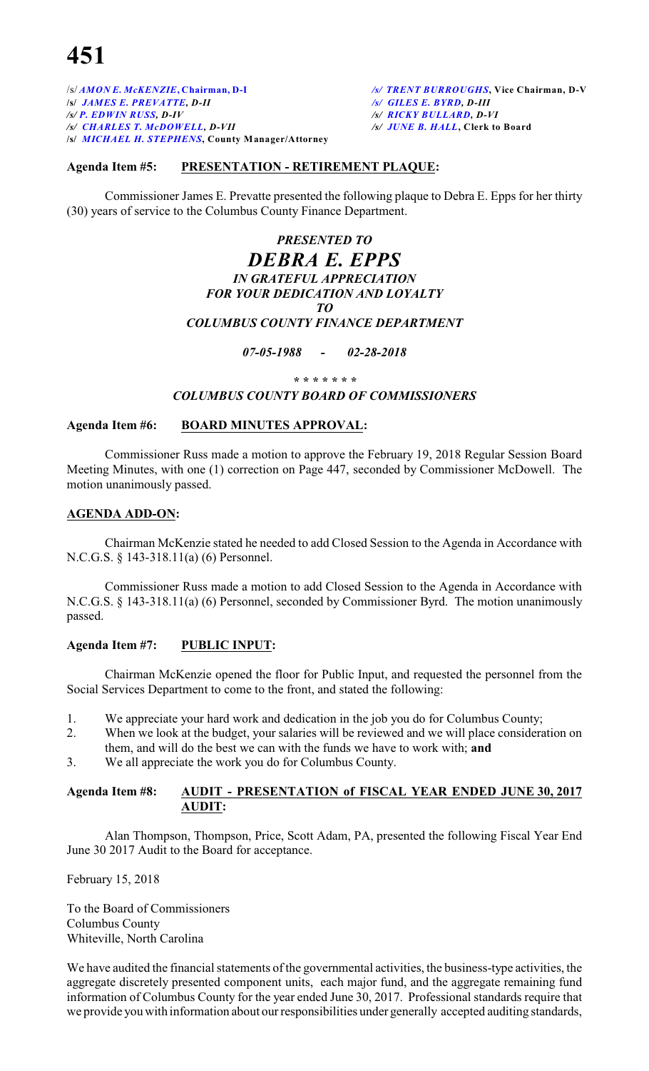/s/ *AMON E. McKENZIE*, **Chairman, D-I** /s/ *TRENT BURROUGHS*, **Vice Chairman, D-V**
/s/ *JAMES E. PREVATTE, D-II* /s/ *GILES E. BYRD, D-III*
/s/ *P. EDWIN RUSS, D-IV* /s/ *RICKY BULLARD, D-VI*
/s/ *CHARLES T. McDOWELL, D-VII* /s/ *JUNE B. HALL*, **Clerk to Board**
/s/ *MICHAEL H. STEPHENS*, **County Manager/Attorney**

**Agenda Item #5: PRESENTATION - RETIREMENT PLAQUE:**

Commissioner James E. Prevatte presented the following plaque to Debra E. Epps for her thirty (30) years of service to the Columbus County Finance Department.

*PRESENTED TO*

*DEBRA E. EPPS*

*IN GRATEFUL APPRECIATION*
*FOR YOUR DEDICATION AND LOYALTY*
*TO*
*COLUMBUS COUNTY FINANCE DEPARTMENT*

*07-05-1988 - 02-28-2018*

*\* \* \* \* \* \* \**

*COLUMBUS COUNTY BOARD OF COMMISSIONERS*

**Agenda Item #6: BOARD MINUTES APPROVAL:**

Commissioner Russ made a motion to approve the February 19, 2018 Regular Session Board Meeting Minutes, with one (1) correction on Page 447, seconded by Commissioner McDowell. The motion unanimously passed.

**AGENDA ADD-ON:**

Chairman McKenzie stated he needed to add Closed Session to the Agenda in Accordance with N.C.G.S. § 143-318.11(a) (6) Personnel.

Commissioner Russ made a motion to add Closed Session to the Agenda in Accordance with N.C.G.S. § 143-318.11(a) (6) Personnel, seconded by Commissioner Byrd. The motion unanimously passed.

**Agenda Item #7: PUBLIC INPUT:**

Chairman McKenzie opened the floor for Public Input, and requested the personnel from the Social Services Department to come to the front, and stated the following:

1. We appreciate your hard work and dedication in the job you do for Columbus County;
2. When we look at the budget, your salaries will be reviewed and we will place consideration on them, and will do the best we can with the funds we have to work with; **and**
3. We all appreciate the work you do for Columbus County.

**Agenda Item #8: AUDIT - PRESENTATION of FISCAL YEAR ENDED JUNE 30, 2017 AUDIT:**

Alan Thompson, Thompson, Price, Scott Adam, PA, presented the following Fiscal Year End June 30 2017 Audit to the Board for acceptance.

February 15, 2018

To the Board of Commissioners
Columbus County
Whiteville, North Carolina

We have audited the financial statements of the governmental activities, the business-type activities, the aggregate discretely presented component units, each major fund, and the aggregate remaining fund information of Columbus County for the year ended June 30, 2017. Professional standards require that we provide you with information about our responsibilities under generally accepted auditing standards,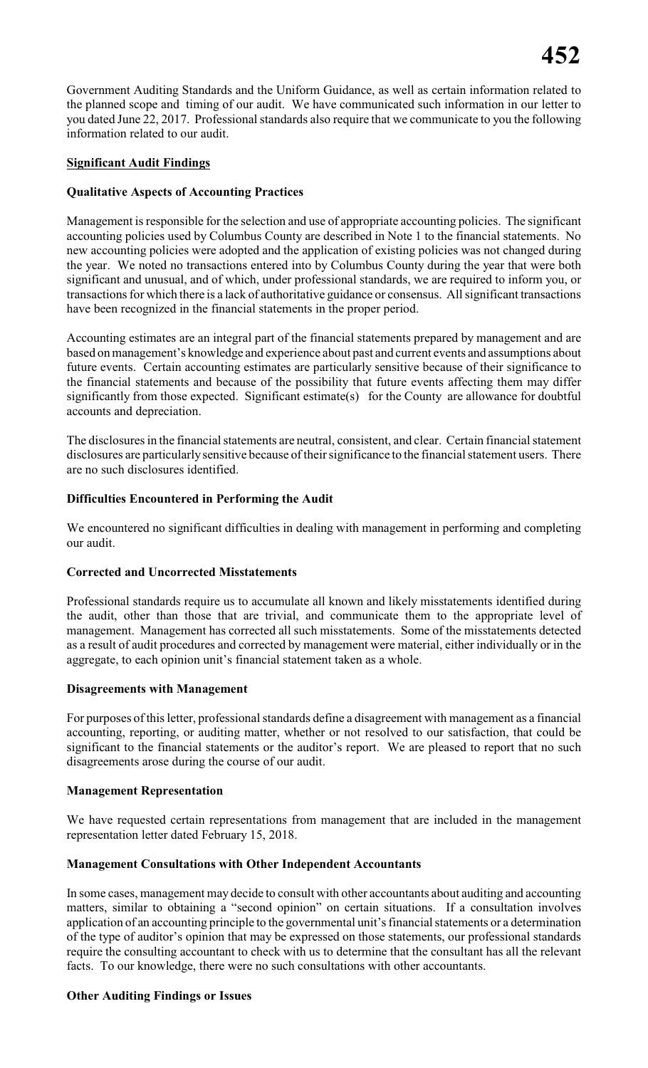Government Auditing Standards and the Uniform Guidance, as well as certain information related to the planned scope and timing of our audit. We have communicated such information in our letter to you dated June 22, 2017. Professional standards also require that we communicate to you the following information related to our audit.

## Significant Audit Findings

### Qualitative Aspects of Accounting Practices

Management is responsible for the selection and use of appropriate accounting policies. The significant accounting policies used by Columbus County are described in Note 1 to the financial statements. No new accounting policies were adopted and the application of existing policies was not changed during the year. We noted no transactions entered into by Columbus County during the year that were both significant and unusual, and of which, under professional standards, we are required to inform you, or transactions for which there is a lack of authoritative guidance or consensus. All significant transactions have been recognized in the financial statements in the proper period.

Accounting estimates are an integral part of the financial statements prepared by management and are based on management's knowledge and experience about past and current events and assumptions about future events. Certain accounting estimates are particularly sensitive because of their significance to the financial statements and because of the possibility that future events affecting them may differ significantly from those expected. Significant estimate(s) for the County are allowance for doubtful accounts and depreciation.

The disclosures in the financial statements are neutral, consistent, and clear. Certain financial statement disclosures are particularly sensitive because of their significance to the financial statement users. There are no such disclosures identified.

### Difficulties Encountered in Performing the Audit

We encountered no significant difficulties in dealing with management in performing and completing our audit.

### Corrected and Uncorrected Misstatements

Professional standards require us to accumulate all known and likely misstatements identified during the audit, other than those that are trivial, and communicate them to the appropriate level of management. Management has corrected all such misstatements. Some of the misstatements detected as a result of audit procedures and corrected by management were material, either individually or in the aggregate, to each opinion unit's financial statement taken as a whole.

### Disagreements with Management

For purposes of this letter, professional standards define a disagreement with management as a financial accounting, reporting, or auditing matter, whether or not resolved to our satisfaction, that could be significant to the financial statements or the auditor's report. We are pleased to report that no such disagreements arose during the course of our audit.

### Management Representation

We have requested certain representations from management that are included in the management representation letter dated February 15, 2018.

### Management Consultations with Other Independent Accountants

In some cases, management may decide to consult with other accountants about auditing and accounting matters, similar to obtaining a "second opinion" on certain situations. If a consultation involves application of an accounting principle to the governmental unit's financial statements or a determination of the type of auditor's opinion that may be expressed on those statements, our professional standards require the consulting accountant to check with us to determine that the consultant has all the relevant facts. To our knowledge, there were no such consultations with other accountants.

### Other Auditing Findings or Issues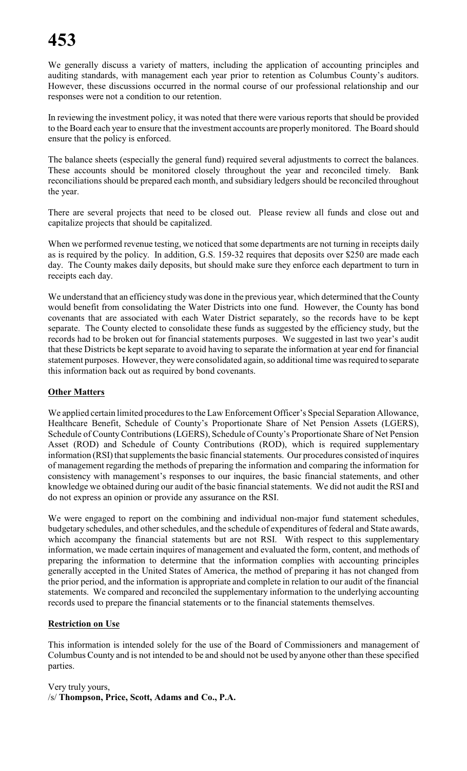We generally discuss a variety of matters, including the application of accounting principles and auditing standards, with management each year prior to retention as Columbus County's auditors. However, these discussions occurred in the normal course of our professional relationship and our responses were not a condition to our retention.

In reviewing the investment policy, it was noted that there were various reports that should be provided to the Board each year to ensure that the investment accounts are properly monitored. The Board should ensure that the policy is enforced.

The balance sheets (especially the general fund) required several adjustments to correct the balances. These accounts should be monitored closely throughout the year and reconciled timely. Bank reconciliations should be prepared each month, and subsidiary ledgers should be reconciled throughout the year.

There are several projects that need to be closed out. Please review all funds and close out and capitalize projects that should be capitalized.

When we performed revenue testing, we noticed that some departments are not turning in receipts daily as is required by the policy. In addition, G.S. 159-32 requires that deposits over $250 are made each day. The County makes daily deposits, but should make sure they enforce each department to turn in receipts each day.

We understand that an efficiency study was done in the previous year, which determined that the County would benefit from consolidating the Water Districts into one fund. However, the County has bond covenants that are associated with each Water District separately, so the records have to be kept separate. The County elected to consolidate these funds as suggested by the efficiency study, but the records had to be broken out for financial statements purposes. We suggested in last two year's audit that these Districts be kept separate to avoid having to separate the information at year end for financial statement purposes. However, they were consolidated again, so additional time was required to separate this information back out as required by bond covenants.

**Other Matters**

We applied certain limited procedures to the Law Enforcement Officer's Special Separation Allowance, Healthcare Benefit, Schedule of County's Proportionate Share of Net Pension Assets (LGERS), Schedule of County Contributions (LGERS), Schedule of County's Proportionate Share of Net Pension Asset (ROD) and Schedule of County Contributions (ROD), which is required supplementary information (RSI) that supplements the basic financial statements. Our procedures consisted of inquires of management regarding the methods of preparing the information and comparing the information for consistency with management's responses to our inquires, the basic financial statements, and other knowledge we obtained during our audit of the basic financial statements. We did not audit the RSI and do not express an opinion or provide any assurance on the RSI.

We were engaged to report on the combining and individual non-major fund statement schedules, budgetary schedules, and other schedules, and the schedule of expenditures of federal and State awards, which accompany the financial statements but are not RSI. With respect to this supplementary information, we made certain inquires of management and evaluated the form, content, and methods of preparing the information to determine that the information complies with accounting principles generally accepted in the United States of America, the method of preparing it has not changed from the prior period, and the information is appropriate and complete in relation to our audit of the financial statements. We compared and reconciled the supplementary information to the underlying accounting records used to prepare the financial statements or to the financial statements themselves.

**Restriction on Use**

This information is intended solely for the use of the Board of Commissioners and management of Columbus County and is not intended to be and should not be used by anyone other than these specified parties.

Very truly yours,
/s/ **Thompson, Price, Scott, Adams and Co., P.A.**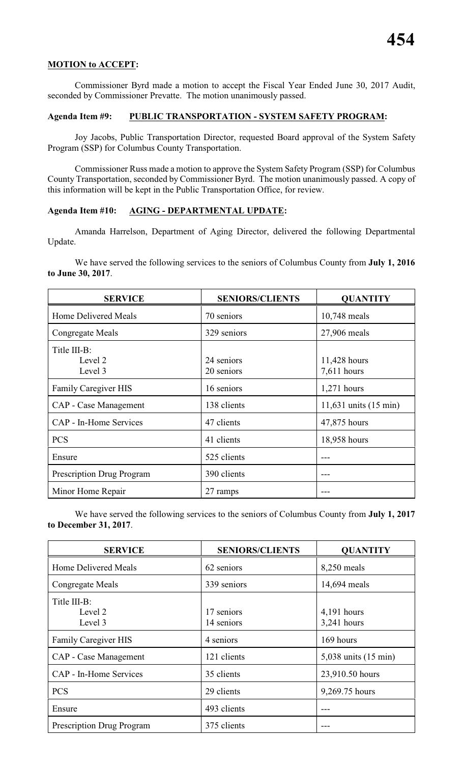**MOTION to ACCEPT:**

Commissioner Byrd made a motion to accept the Fiscal Year Ended June 30, 2017 Audit, seconded by Commissioner Prevatte. The motion unanimously passed.

**Agenda Item #9: PUBLIC TRANSPORTATION - SYSTEM SAFETY PROGRAM:**

Joy Jacobs, Public Transportation Director, requested Board approval of the System Safety Program (SSP) for Columbus County Transportation.

Commissioner Russ made a motion to approve the System Safety Program (SSP) for Columbus County Transportation, seconded by Commissioner Byrd. The motion unanimously passed. A copy of this information will be kept in the Public Transportation Office, for review.

**Agenda Item #10: AGING - DEPARTMENTAL UPDATE:**

Amanda Harrelson, Department of Aging Director, delivered the following Departmental Update.

We have served the following services to the seniors of Columbus County from **July 1, 2016 to June 30, 2017**.

| SERVICE | SENIORS/CLIENTS | QUANTITY |
|---|---|---|
| Home Delivered Meals | 70 seniors | 10,748 meals |
| Congregate Meals | 329 seniors | 27,906 meals |
| Title III-B:<br>Level 2<br>Level 3 | <br>24 seniors<br>20 seniors | <br>11,428 hours<br>7,611 hours |
| Family Caregiver HIS | 16 seniors | 1,271 hours |
| CAP - Case Management | 138 clients | 11,631 units (15 min) |
| CAP - In-Home Services | 47 clients | 47,875 hours |
| PCS | 41 clients | 18,958 hours |
| Ensure | 525 clients | --- |
| Prescription Drug Program | 390 clients | --- |
| Minor Home Repair | 27 ramps | --- |

We have served the following services to the seniors of Columbus County from **July 1, 2017 to December 31, 2017**.

| SERVICE | SENIORS/CLIENTS | QUANTITY |
|---|---|---|
| Home Delivered Meals | 62 seniors | 8,250 meals |
| Congregate Meals | 339 seniors | 14,694 meals |
| Title III-B:<br>Level 2<br>Level 3 | <br>17 seniors<br>14 seniors | <br>4,191 hours<br>3,241 hours |
| Family Caregiver HIS | 4 seniors | 169 hours |
| CAP - Case Management | 121 clients | 5,038 units (15 min) |
| CAP - In-Home Services | 35 clients | 23,910.50 hours |
| PCS | 29 clients | 9,269.75 hours |
| Ensure | 493 clients | --- |
| Prescription Drug Program | 375 clients | --- |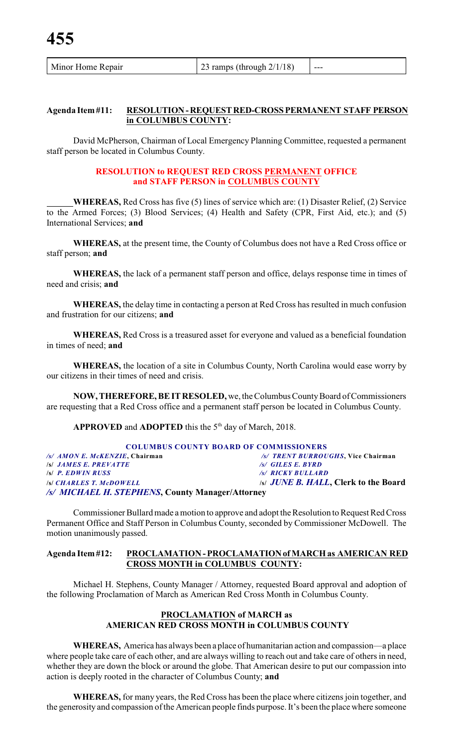| Minor Home Repair | 23 ramps (through 2/1/18) | --- |
|---|---|---|

**Agenda Item #11: RESOLUTION - REQUEST RED-CROSS PERMANENT STAFF PERSON in COLUMBUS COUNTY:**

David McPherson, Chairman of Local Emergency Planning Committee, requested a permanent staff person be located in Columbus County.

**RESOLUTION to REQUEST RED CROSS PERMANENT OFFICE and STAFF PERSON in COLUMBUS COUNTY**

**WHEREAS,** Red Cross has five (5) lines of service which are: (1) Disaster Relief, (2) Service to the Armed Forces; (3) Blood Services; (4) Health and Safety (CPR, First Aid, etc.); and (5) International Services; **and**

**WHEREAS,** at the present time, the County of Columbus does not have a Red Cross office or staff person; **and**

**WHEREAS,** the lack of a permanent staff person and office, delays response time in times of need and crisis; **and**

**WHEREAS,** the delay time in contacting a person at Red Cross has resulted in much confusion and frustration for our citizens; **and**

**WHEREAS,** Red Cross is a treasured asset for everyone and valued as a beneficial foundation in times of need; **and**

**WHEREAS,** the location of a site in Columbus County, North Carolina would ease worry by our citizens in their times of need and crisis.

**NOW, THEREFORE, BE IT RESOLED,** we, the Columbus County Board of Commissioners are requesting that a Red Cross office and a permanent staff person be located in Columbus County.

**APPROVED** and **ADOPTED** this the 5th day of March, 2018.

**COLUMBUS COUNTY BOARD OF COMMISSIONERS**

/s/ *AMON E. McKENZIE*, **Chairman**
/s/ *TRENT BURROUGHS*, **Vice Chairman**
/s/ *JAMES E. PREVATTE*
/s/ *GILES E. BYRD*
/s/ *P. EDWIN RUSS*
/s/ *RICKY BULLARD*
/s/ *CHARLES T. McDOWELL*
/s/ ***JUNE B. HALL*, Clerk to the Board**
/s/ ***MICHAEL H. STEPHENS*, County Manager/Attorney**

Commissioner Bullard made a motion to approve and adopt the Resolution to Request Red Cross Permanent Office and Staff Person in Columbus County, seconded by Commissioner McDowell. The motion unanimously passed.

**Agenda Item #12: PROCLAMATION - PROCLAMATION of MARCH as AMERICAN RED CROSS MONTH in COLUMBUS COUNTY:**

Michael H. Stephens, County Manager / Attorney, requested Board approval and adoption of the following Proclamation of March as American Red Cross Month in Columbus County.

**PROCLAMATION of MARCH as AMERICAN RED CROSS MONTH in COLUMBUS COUNTY**

**WHEREAS,** America has always been a place of humanitarian action and compassion—a place where people take care of each other, and are always willing to reach out and take care of others in need, whether they are down the block or around the globe. That American desire to put our compassion into action is deeply rooted in the character of Columbus County; **and**

**WHEREAS,** for many years, the Red Cross has been the place where citizens join together, and the generosity and compassion of the American people finds purpose. It's been the place where someone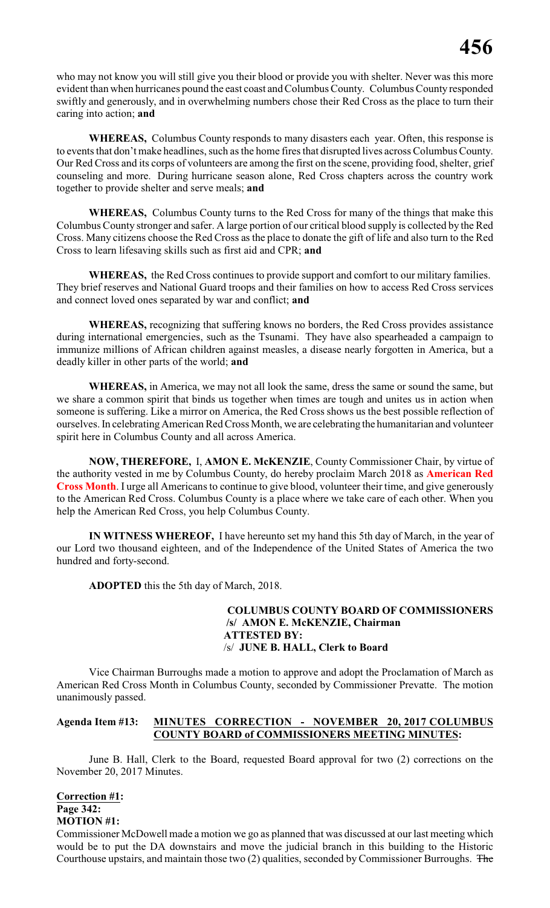who may not know you will still give you their blood or provide you with shelter. Never was this more evident than when hurricanes pound the east coast and Columbus County. Columbus County responded swiftly and generously, and in overwhelming numbers chose their Red Cross as the place to turn their caring into action; **and**

**WHEREAS,** Columbus County responds to many disasters each year. Often, this response is to events that don't make headlines, such as the home fires that disrupted lives across Columbus County. Our Red Cross and its corps of volunteers are among the first on the scene, providing food, shelter, grief counseling and more. During hurricane season alone, Red Cross chapters across the country work together to provide shelter and serve meals; **and**

**WHEREAS,** Columbus County turns to the Red Cross for many of the things that make this Columbus County stronger and safer. A large portion of our critical blood supply is collected by the Red Cross. Many citizens choose the Red Cross as the place to donate the gift of life and also turn to the Red Cross to learn lifesaving skills such as first aid and CPR; **and**

**WHEREAS,** the Red Cross continues to provide support and comfort to our military families. They brief reserves and National Guard troops and their families on how to access Red Cross services and connect loved ones separated by war and conflict; **and**

**WHEREAS,** recognizing that suffering knows no borders, the Red Cross provides assistance during international emergencies, such as the Tsunami. They have also spearheaded a campaign to immunize millions of African children against measles, a disease nearly forgotten in America, but a deadly killer in other parts of the world; **and**

**WHEREAS,** in America, we may not all look the same, dress the same or sound the same, but we share a common spirit that binds us together when times are tough and unites us in action when someone is suffering. Like a mirror on America, the Red Cross shows us the best possible reflection of ourselves. In celebrating American Red Cross Month, we are celebrating the humanitarian and volunteer spirit here in Columbus County and all across America.

**NOW, THEREFORE,** I, **AMON E. McKENZIE**, County Commissioner Chair, by virtue of the authority vested in me by Columbus County, do hereby proclaim March 2018 as **American Red Cross Month**. I urge all Americans to continue to give blood, volunteer their time, and give generously to the American Red Cross. Columbus County is a place where we take care of each other. When you help the American Red Cross, you help Columbus County.

**IN WITNESS WHEREOF,** I have hereunto set my hand this 5th day of March, in the year of our Lord two thousand eighteen, and of the Independence of the United States of America the two hundred and forty-second.

**ADOPTED** this the 5th day of March, 2018.

**COLUMBUS COUNTY BOARD OF COMMISSIONERS**
**/s/ AMON E. McKENZIE, Chairman**
**ATTESTED BY:**
/s/ **JUNE B. HALL, Clerk to Board**

Vice Chairman Burroughs made a motion to approve and adopt the Proclamation of March as American Red Cross Month in Columbus County, seconded by Commissioner Prevatte. The motion unanimously passed.

**Agenda Item #13: MINUTES CORRECTION - NOVEMBER 20, 2017 COLUMBUS COUNTY BOARD of COMMISSIONERS MEETING MINUTES:**

June B. Hall, Clerk to the Board, requested Board approval for two (2) corrections on the November 20, 2017 Minutes.

**Correction #1:**
**Page 342:**
**MOTION #1:**

Commissioner McDowell made a motion we go as planned that was discussed at our last meeting which would be to put the DA downstairs and move the judicial branch in this building to the Historic Courthouse upstairs, and maintain those two (2) qualities, seconded by Commissioner Burroughs. ~~The~~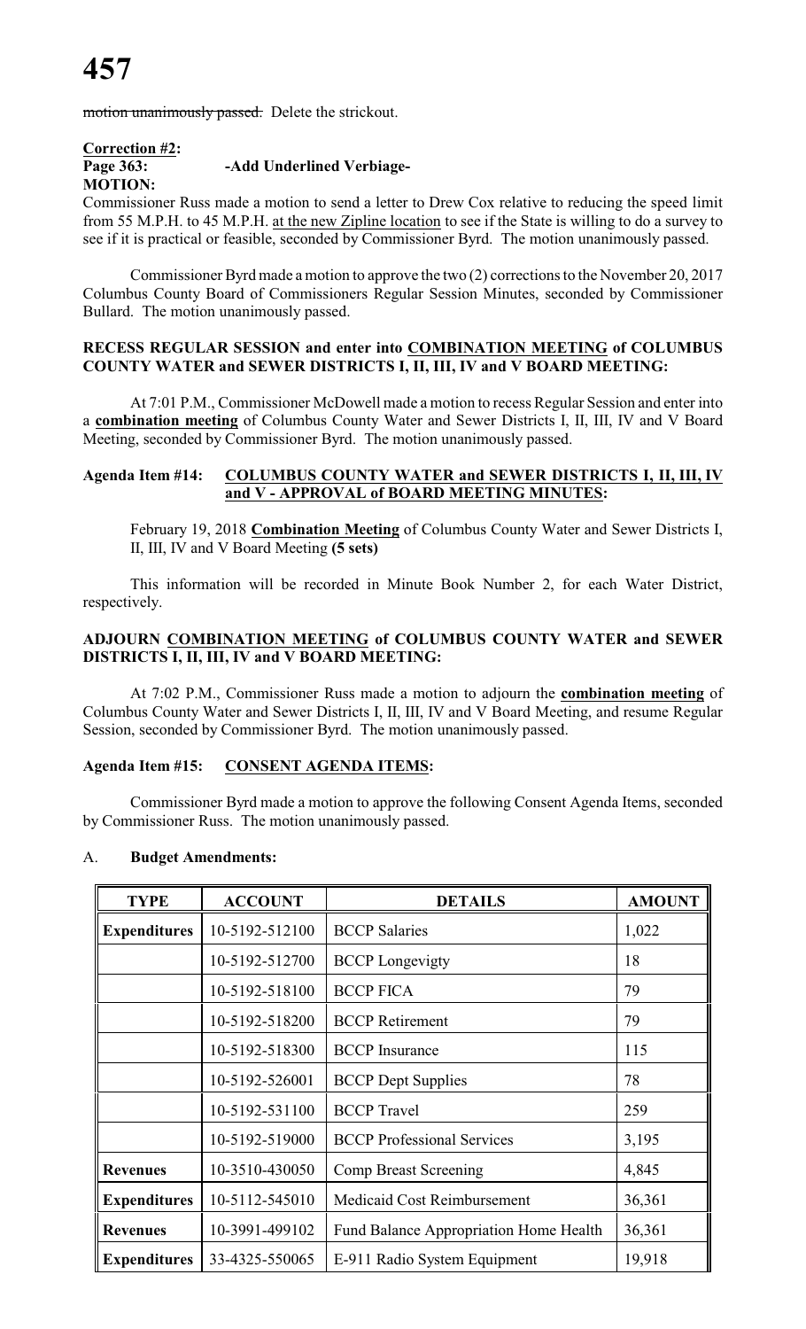~~motion unanimously passed.~~ Delete the strickout.

**Correction #2:**
**Page 363: -Add Underlined Verbiage-**
**MOTION:**

Commissioner Russ made a motion to send a letter to Drew Cox relative to reducing the speed limit from 55 M.P.H. to 45 M.P.H. <u>at the new Zipline location</u> to see if the State is willing to do a survey to see if it is practical or feasible, seconded by Commissioner Byrd. The motion unanimously passed.

Commissioner Byrd made a motion to approve the two (2) corrections to the November 20, 2017 Columbus County Board of Commissioners Regular Session Minutes, seconded by Commissioner Bullard. The motion unanimously passed.

**RECESS REGULAR SESSION and enter into <u>COMBINATION MEETING</u> of COLUMBUS COUNTY WATER and SEWER DISTRICTS I, II, III, IV and V BOARD MEETING:**

At 7:01 P.M., Commissioner McDowell made a motion to recess Regular Session and enter into a **<u>combination meeting</u>** of Columbus County Water and Sewer Districts I, II, III, IV and V Board Meeting, seconded by Commissioner Byrd. The motion unanimously passed.

**Agenda Item #14: <u>COLUMBUS COUNTY WATER and SEWER DISTRICTS I, II, III, IV and V - APPROVAL of BOARD MEETING MINUTES</u>:**

February 19, 2018 **<u>Combination Meeting</u>** of Columbus County Water and Sewer Districts I, II, III, IV and V Board Meeting **(5 sets)**

This information will be recorded in Minute Book Number 2, for each Water District, respectively.

**ADJOURN <u>COMBINATION MEETING</u> of COLUMBUS COUNTY WATER and SEWER DISTRICTS I, II, III, IV and V BOARD MEETING:**

At 7:02 P.M., Commissioner Russ made a motion to adjourn the **<u>combination meeting</u>** of Columbus County Water and Sewer Districts I, II, III, IV and V Board Meeting, and resume Regular Session, seconded by Commissioner Byrd. The motion unanimously passed.

**Agenda Item #15: <u>CONSENT AGENDA ITEMS</u>:**

Commissioner Byrd made a motion to approve the following Consent Agenda Items, seconded by Commissioner Russ. The motion unanimously passed.

A. **Budget Amendments:**

| TYPE | ACCOUNT | DETAILS | AMOUNT |
|---|---|---|---|
| **Expenditures** | 10-5192-512100 | BCCP Salaries | 1,022 |
| | 10-5192-512700 | BCCP Longevigty | 18 |
| | 10-5192-518100 | BCCP FICA | 79 |
| | 10-5192-518200 | BCCP Retirement | 79 |
| | 10-5192-518300 | BCCP Insurance | 115 |
| | 10-5192-526001 | BCCP Dept Supplies | 78 |
| | 10-5192-531100 | BCCP Travel | 259 |
| | 10-5192-519000 | BCCP Professional Services | 3,195 |
| **Revenues** | 10-3510-430050 | Comp Breast Screening | 4,845 |
| **Expenditures** | 10-5112-545010 | Medicaid Cost Reimbursement | 36,361 |
| **Revenues** | 10-3991-499102 | Fund Balance Appropriation Home Health | 36,361 |
| **Expenditures** | 33-4325-550065 | E-911 Radio System Equipment | 19,918 |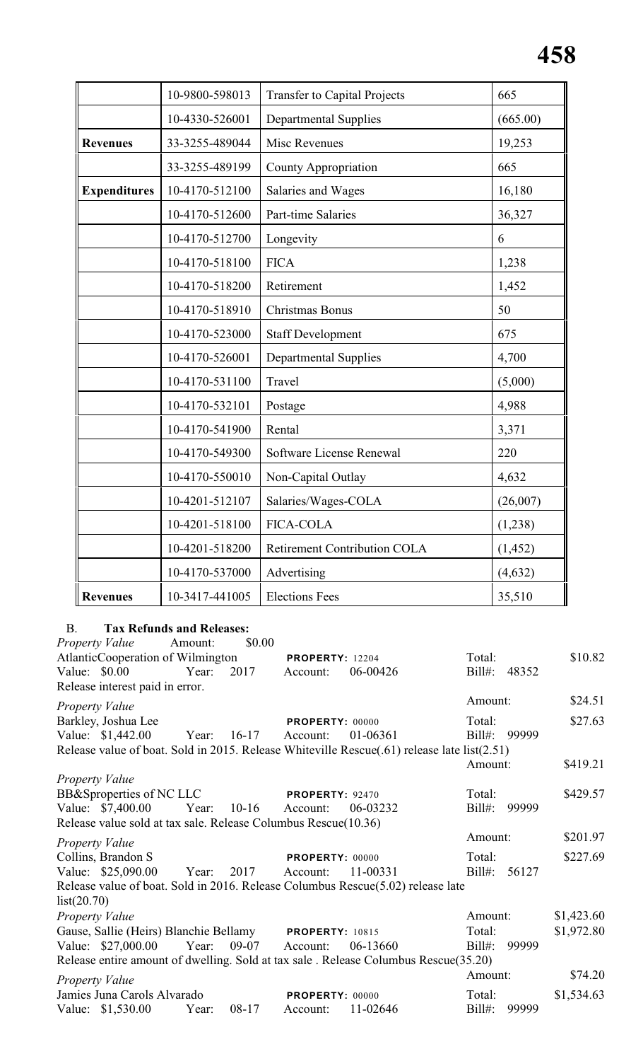|  | 10-9800-598013 | Transfer to Capital Projects | 665 |
|---|---|---|---|
|  | 10-4330-526001 | Departmental Supplies | (665.00) |
| **Revenues** | 33-3255-489044 | Misc Revenues | 19,253 |
|  | 33-3255-489199 | County Appropriation | 665 |
| **Expenditures** | 10-4170-512100 | Salaries and Wages | 16,180 |
|  | 10-4170-512600 | Part-time Salaries | 36,327 |
|  | 10-4170-512700 | Longevity | 6 |
|  | 10-4170-518100 | FICA | 1,238 |
|  | 10-4170-518200 | Retirement | 1,452 |
|  | 10-4170-518910 | Christmas Bonus | 50 |
|  | 10-4170-523000 | Staff Development | 675 |
|  | 10-4170-526001 | Departmental Supplies | 4,700 |
|  | 10-4170-531100 | Travel | (5,000) |
|  | 10-4170-532101 | Postage | 4,988 |
|  | 10-4170-541900 | Rental | 3,371 |
|  | 10-4170-549300 | Software License Renewal | 220 |
|  | 10-4170-550010 | Non-Capital Outlay | 4,632 |
|  | 10-4201-512107 | Salaries/Wages-COLA | (26,007) |
|  | 10-4201-518100 | FICA-COLA | (1,238) |
|  | 10-4201-518200 | Retirement Contribution COLA | (1,452) |
|  | 10-4170-537000 | Advertising | (4,632) |
| **Revenues** | 10-3417-441005 | Elections Fees | 35,510 |

B. **Tax Refunds and Releases:**

*Property Value* Amount: $0.00
AtlanticCooperation of Wilmington **PROPERTY:** 12204 Total: $10.82
Value: $0.00 Year: 2017 Account: 06-00426 Bill#: 48352
Release interest paid in error.

*Property Value* Amount: $24.51
Barkley, Joshua Lee **PROPERTY:** 00000 Total: $27.63
Value: $1,442.00 Year: 16-17 Account: 01-06361 Bill#: 99999
Release value of boat. Sold in 2015. Release Whiteville Rescue(.61) release late list(2.51)

*Property Value* Amount: $419.21
BB&Sproperties of NC LLC **PROPERTY:** 92470 Total: $429.57
Value: $7,400.00 Year: 10-16 Account: 06-03232 Bill#: 99999
Release value sold at tax sale. Release Columbus Rescue(10.36)

*Property Value* Amount: $201.97
Collins, Brandon S **PROPERTY:** 00000 Total: $227.69
Value: $25,090.00 Year: 2017 Account: 11-00331 Bill#: 56127
Release value of boat. Sold in 2016. Release Columbus Rescue(5.02) release late list(20.70)

*Property Value* Amount: $1,423.60
Gause, Sallie (Heirs) Blanchie Bellamy **PROPERTY:** 10815 Total: $1,972.80
Value: $27,000.00 Year: 09-07 Account: 06-13660 Bill#: 99999
Release entire amount of dwelling. Sold at tax sale . Release Columbus Rescue(35.20)

*Property Value* Amount: $74.20
Jamies Juna Carols Alvarado **PROPERTY:** 00000 Total: $1,534.63
Value: $1,530.00 Year: 08-17 Account: 11-02646 Bill#: 99999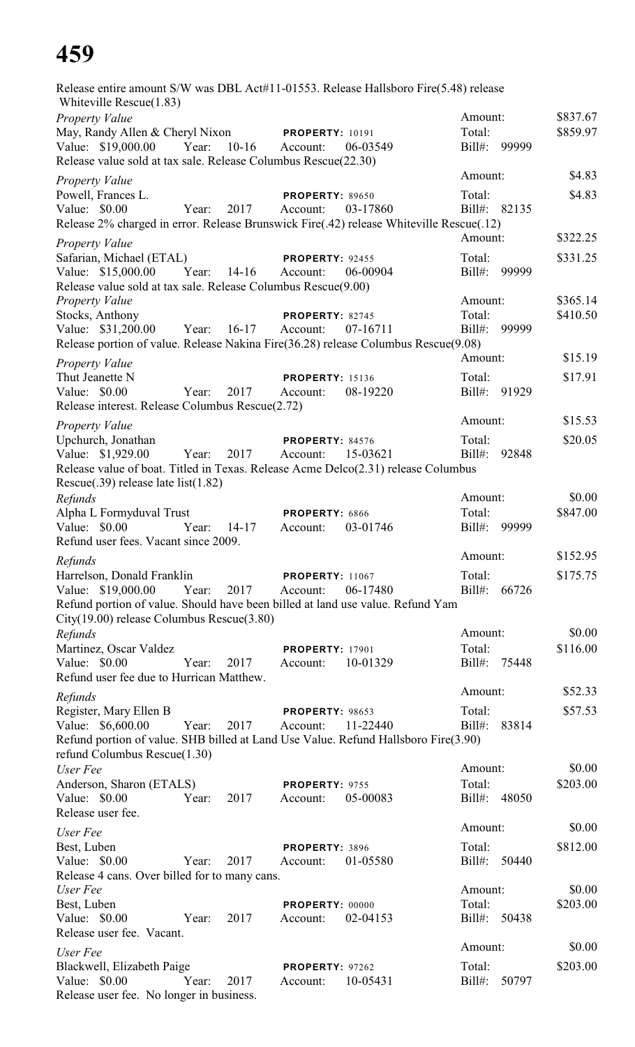Release entire amount S/W was DBL Act#11-01553. Release Hallsboro Fire(5.48) release Whiteville Rescue(1.83)

*Property Value*
May, Randy Allen & Cheryl Nixon **PROPERTY:** 10191
Value: $19,000.00 Year: 10-16 Account: 06-03549
Release value sold at tax sale. Release Columbus Rescue(22.30)
Amount: $837.67
Total: $859.97
Bill#: 99999

*Property Value*
Powell, Frances L. **PROPERTY:** 89650
Value: $0.00 Year: 2017 Account: 03-17860
Release 2% charged in error. Release Brunswick Fire(.42) release Whiteville Rescue(.12)
Amount: $4.83
Total: $4.83
Bill#: 82135

*Property Value*
Safarian, Michael (ETAL) **PROPERTY:** 92455
Value: $15,000.00 Year: 14-16 Account: 06-00904
Release value sold at tax sale. Release Columbus Rescue(9.00)
Amount: $322.25
Total: $331.25
Bill#: 99999

*Property Value*
Stocks, Anthony **PROPERTY:** 82745
Value: $31,200.00 Year: 16-17 Account: 07-16711
Release portion of value. Release Nakina Fire(36.28) release Columbus Rescue(9.08)
Amount: $365.14
Total: $410.50
Bill#: 99999

*Property Value*
Thut Jeanette N **PROPERTY:** 15136
Value: $0.00 Year: 2017 Account: 08-19220
Release interest. Release Columbus Rescue(2.72)
Amount: $15.19
Total: $17.91
Bill#: 91929

*Property Value*
Upchurch, Jonathan **PROPERTY:** 84576
Value: $1,929.00 Year: 2017 Account: 15-03621
Release value of boat. Titled in Texas. Release Acme Delco(2.31) release Columbus Rescue(.39) release late list(1.82)
Amount: $15.53
Total: $20.05
Bill#: 92848

*Refunds*
Alpha L Formyduval Trust **PROPERTY:** 6866
Value: $0.00 Year: 14-17 Account: 03-01746
Refund user fees. Vacant since 2009.
Amount: $0.00
Total: $847.00
Bill#: 99999

*Refunds*
Harrelson, Donald Franklin **PROPERTY:** 11067
Value: $19,000.00 Year: 2017 Account: 06-17480
Refund portion of value. Should have been billed at land use value. Refund Yam City(19.00) release Columbus Rescue(3.80)
Amount: $152.95
Total: $175.75
Bill#: 66726

*Refunds*
Martinez, Oscar Valdez **PROPERTY:** 17901
Value: $0.00 Year: 2017 Account: 10-01329
Refund user fee due to Hurrican Matthew.
Amount: $0.00
Total: $116.00
Bill#: 75448

*Refunds*
Register, Mary Ellen B **PROPERTY:** 98653
Value: $6,600.00 Year: 2017 Account: 11-22440
Refund portion of value. SHB billed at Land Use Value. Refund Hallsboro Fire(3.90) refund Columbus Rescue(1.30)
Amount: $52.33
Total: $57.53
Bill#: 83814

*User Fee*
Anderson, Sharon (ETALS) **PROPERTY:** 9755
Value: $0.00 Year: 2017 Account: 05-00083
Release user fee.
Amount: $0.00
Total: $203.00
Bill#: 48050

*User Fee*
Best, Luben **PROPERTY:** 3896
Value: $0.00 Year: 2017 Account: 01-05580
Release 4 cans. Over billed for to many cans.
Amount: $0.00
Total: $812.00
Bill#: 50440

*User Fee*
Best, Luben **PROPERTY:** 00000
Value: $0.00 Year: 2017 Account: 02-04153
Release user fee. Vacant.
Amount: $0.00
Total: $203.00
Bill#: 50438

*User Fee*
Blackwell, Elizabeth Paige **PROPERTY:** 97262
Value: $0.00 Year: 2017 Account: 10-05431
Release user fee. No longer in business.
Amount: $0.00
Total: $203.00
Bill#: 50797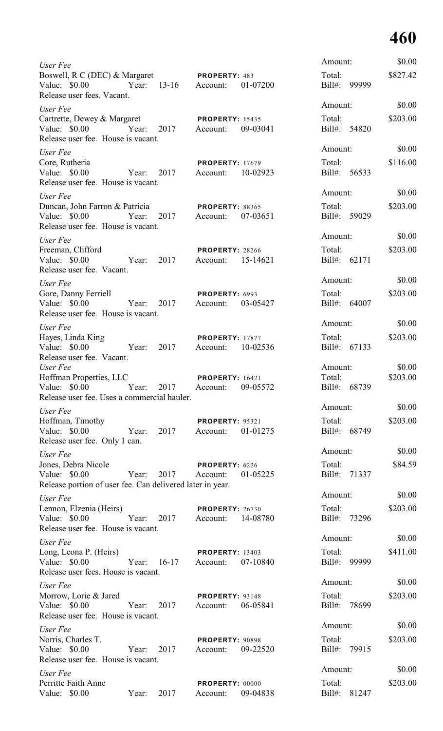*User Fee*
Boswell, R C (DEC) & Margaret PROPERTY: 483
Value: $0.00 Year: 13-16 Account: 01-07200
Release user fees. Vacant.

Amount: $0.00
Total: $827.42
Bill#: 99999

*User Fee*
Cartrette, Dewey & Margaret PROPERTY: 15435
Value: $0.00 Year: 2017 Account: 09-03041
Release user fee. House is vacant.

Amount: $0.00
Total: $203.00
Bill#: 54820

*User Fee*
Core, Rutheria PROPERTY: 17679
Value: $0.00 Year: 2017 Account: 10-02923
Release user fee. House is vacant.

Amount: $0.00
Total: $116.00
Bill#: 56533

*User Fee*
Duncan, John Farron & Patricia PROPERTY: 88365
Value: $0.00 Year: 2017 Account: 07-03651
Release user fee. House is vacant.

Amount: $0.00
Total: $203.00
Bill#: 59029

*User Fee*
Freeman, Clifford PROPERTY: 28266
Value: $0.00 Year: 2017 Account: 15-14621
Release user fee. Vacant.

Amount: $0.00
Total: $203.00
Bill#: 62171

*User Fee*
Gore, Danny Ferriell PROPERTY: 6993
Value: $0.00 Year: 2017 Account: 03-05427
Release user fee. House is vacant.

Amount: $0.00
Total: $203.00
Bill#: 64007

*User Fee*
Hayes, Linda King PROPERTY: 17877
Value: $0.00 Year: 2017 Account: 10-02536
Release user fee. Vacant.

Amount: $0.00
Total: $203.00
Bill#: 67133

*User Fee*
Hoffman Properties, LLC PROPERTY: 16421
Value: $0.00 Year: 2017 Account: 09-05572
Release user fee. Uses a commercial hauler.

Amount: $0.00
Total: $203.00
Bill#: 68739

*User Fee*
Hoffman, Timothy PROPERTY: 95321
Value: $0.00 Year: 2017 Account: 01-01275
Release user fee. Only 1 can.

Amount: $0.00
Total: $203.00
Bill#: 68749

*User Fee*
Jones, Debra Nicole PROPERTY: 6226
Value: $0.00 Year: 2017 Account: 01-05225
Release portion of user fee. Can delivered later in year.

Amount: $0.00
Total: $84.59
Bill#: 71337

*User Fee*
Lennon, Elzenia (Heirs) PROPERTY: 26730
Value: $0.00 Year: 2017 Account: 14-08780
Release user fee. House is vacant.

Amount: $0.00
Total: $203.00
Bill#: 73296

*User Fee*
Long, Leona P. (Heirs) PROPERTY: 13403
Value: $0.00 Year: 16-17 Account: 07-10840
Release user fees. House is vacant.

Amount: $0.00
Total: $411.00
Bill#: 99999

*User Fee*
Morrow, Lorie & Jared PROPERTY: 93148
Value: $0.00 Year: 2017 Account: 06-05841
Release user fee. House is vacant.

Amount: $0.00
Total: $203.00
Bill#: 78699

*User Fee*
Norris, Charles T. PROPERTY: 90898
Value: $0.00 Year: 2017 Account: 09-22520
Release user fee. House is vacant.

Amount: $0.00
Total: $203.00
Bill#: 79915

*User Fee*
Perritte Faith Anne PROPERTY: 00000
Value: $0.00 Year: 2017 Account: 09-04838

Amount: $0.00
Total: $203.00
Bill#: 81247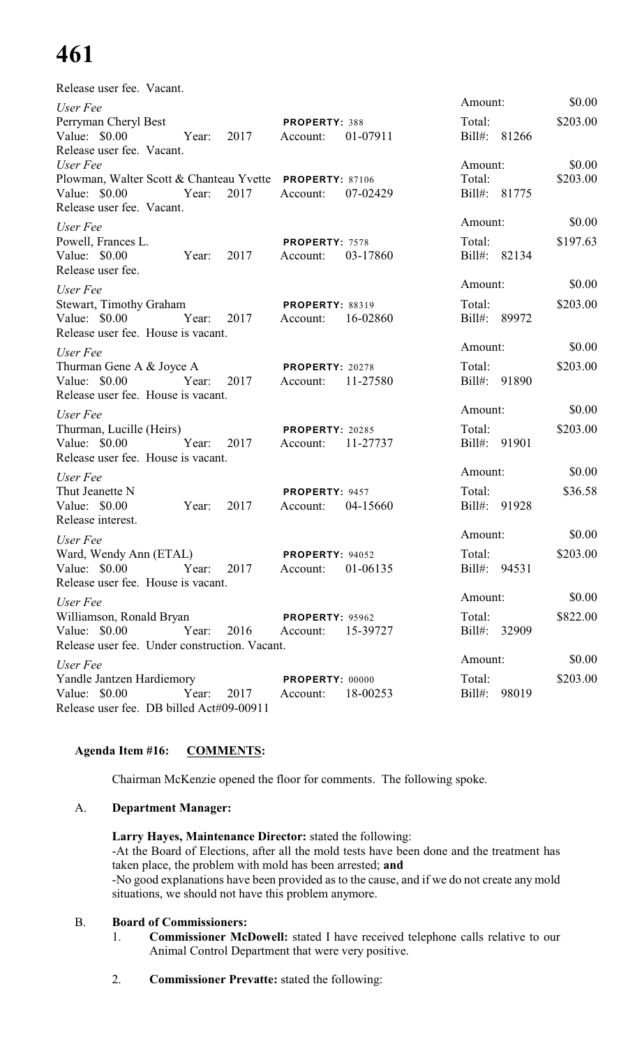Release user fee. Vacant.

| | | | | | |
|---|---|---|---|---|---|
| *User Fee* | | | | Amount: | $0.00 |
| Perryman Cheryl Best | | **PROPERTY:** 388 | | Total: | $203.00 |
| Value: $0.00 | Year: 2017 | Account: | 01-07911 | Bill#: 81266 | |
| Release user fee. Vacant. | | | | | |
| *User Fee* | | | | Amount: | $0.00 |
| Plowman, Walter Scott & Chanteau Yvette | | **PROPERTY:** 87106 | | Total: | $203.00 |
| Value: $0.00 | Year: 2017 | Account: | 07-02429 | Bill#: 81775 | |
| Release user fee. Vacant. | | | | | |
| *User Fee* | | | | Amount: | $0.00 |
| Powell, Frances L. | | **PROPERTY:** 7578 | | Total: | $197.63 |
| Value: $0.00 | Year: 2017 | Account: | 03-17860 | Bill#: 82134 | |
| Release user fee. | | | | | |
| *User Fee* | | | | Amount: | $0.00 |
| Stewart, Timothy Graham | | **PROPERTY:** 88319 | | Total: | $203.00 |
| Value: $0.00 | Year: 2017 | Account: | 16-02860 | Bill#: 89972 | |
| Release user fee. House is vacant. | | | | | |
| *User Fee* | | | | Amount: | $0.00 |
| Thurman Gene A & Joyce A | | **PROPERTY:** 20278 | | Total: | $203.00 |
| Value: $0.00 | Year: 2017 | Account: | 11-27580 | Bill#: 91890 | |
| Release user fee. House is vacant. | | | | | |
| *User Fee* | | | | Amount: | $0.00 |
| Thurman, Lucille (Heirs) | | **PROPERTY:** 20285 | | Total: | $203.00 |
| Value: $0.00 | Year: 2017 | Account: | 11-27737 | Bill#: 91901 | |
| Release user fee. House is vacant. | | | | | |
| *User Fee* | | | | Amount: | $0.00 |
| Thut Jeanette N | | **PROPERTY:** 9457 | | Total: | $36.58 |
| Value: $0.00 | Year: 2017 | Account: | 04-15660 | Bill#: 91928 | |
| Release interest. | | | | | |
| *User Fee* | | | | Amount: | $0.00 |
| Ward, Wendy Ann (ETAL) | | **PROPERTY:** 94052 | | Total: | $203.00 |
| Value: $0.00 | Year: 2017 | Account: | 01-06135 | Bill#: 94531 | |
| Release user fee. House is vacant. | | | | | |
| *User Fee* | | | | Amount: | $0.00 |
| Williamson, Ronald Bryan | | **PROPERTY:** 95962 | | Total: | $822.00 |
| Value: $0.00 | Year: 2016 | Account: | 15-39727 | Bill#: 32909 | |
| Release user fee. Under construction. Vacant. | | | | | |
| *User Fee* | | | | Amount: | $0.00 |
| Yandle Jantzen Hardiemory | | **PROPERTY:** 00000 | | Total: | $203.00 |
| Value: $0.00 | Year: 2017 | Account: | 18-00253 | Bill#: 98019 | |
| Release user fee. DB billed Act#09-00911 | | | | | |

**Agenda Item #16: COMMENTS:**

Chairman McKenzie opened the floor for comments. The following spoke.

A. **Department Manager:**

**Larry Hayes, Maintenance Director:** stated the following:
-At the Board of Elections, after all the mold tests have been done and the treatment has taken place, the problem with mold has been arrested; **and**
-No good explanations have been provided as to the cause, and if we do not create any mold situations, we should not have this problem anymore.

B. **Board of Commissioners:**

1. **Commissioner McDowell:** stated I have received telephone calls relative to our Animal Control Department that were very positive.

2. **Commissioner Prevatte:** stated the following: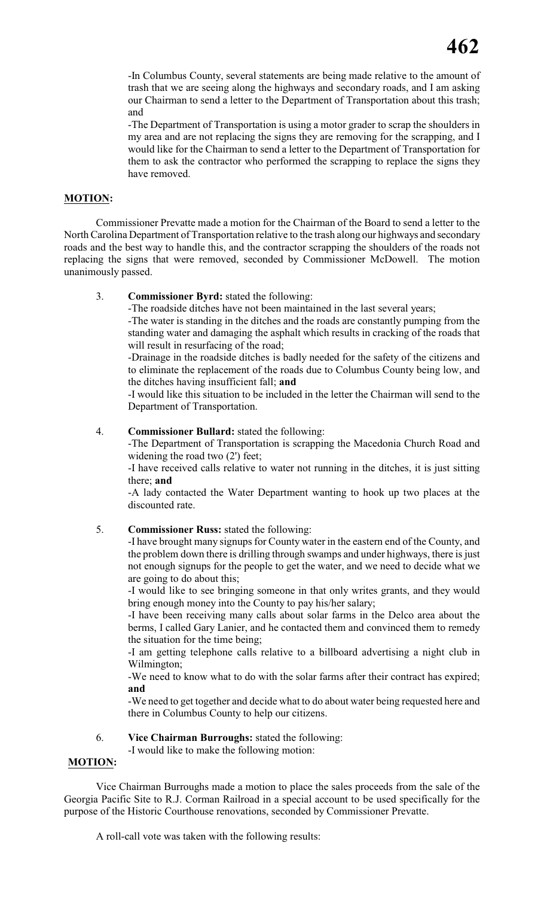-In Columbus County, several statements are being made relative to the amount of trash that we are seeing along the highways and secondary roads, and I am asking our Chairman to send a letter to the Department of Transportation about this trash; and

-The Department of Transportation is using a motor grader to scrap the shoulders in my area and are not replacing the signs they are removing for the scrapping, and I would like for the Chairman to send a letter to the Department of Transportation for them to ask the contractor who performed the scrapping to replace the signs they have removed.

**MOTION:**

Commissioner Prevatte made a motion for the Chairman of the Board to send a letter to the North Carolina Department of Transportation relative to the trash along our highways and secondary roads and the best way to handle this, and the contractor scrapping the shoulders of the roads not replacing the signs that were removed, seconded by Commissioner McDowell. The motion unanimously passed.

3. **Commissioner Byrd:** stated the following:

   -The roadside ditches have not been maintained in the last several years;

   -The water is standing in the ditches and the roads are constantly pumping from the standing water and damaging the asphalt which results in cracking of the roads that will result in resurfacing of the road;

   -Drainage in the roadside ditches is badly needed for the safety of the citizens and to eliminate the replacement of the roads due to Columbus County being low, and the ditches having insufficient fall; **and**

   -I would like this situation to be included in the letter the Chairman will send to the Department of Transportation.

4. **Commissioner Bullard:** stated the following:

   -The Department of Transportation is scrapping the Macedonia Church Road and widening the road two (2') feet;

   -I have received calls relative to water not running in the ditches, it is just sitting there; **and**

   -A lady contacted the Water Department wanting to hook up two places at the discounted rate.

5. **Commissioner Russ:** stated the following:

   -I have brought many signups for County water in the eastern end of the County, and the problem down there is drilling through swamps and under highways, there is just not enough signups for the people to get the water, and we need to decide what we are going to do about this;

   -I would like to see bringing someone in that only writes grants, and they would bring enough money into the County to pay his/her salary;

   -I have been receiving many calls about solar farms in the Delco area about the berms, I called Gary Lanier, and he contacted them and convinced them to remedy the situation for the time being;

   -I am getting telephone calls relative to a billboard advertising a night club in Wilmington;

   -We need to know what to do with the solar farms after their contract has expired; **and**

   -We need to get together and decide what to do about water being requested here and there in Columbus County to help our citizens.

6. **Vice Chairman Burroughs:** stated the following:

   -I would like to make the following motion:

**MOTION:**

Vice Chairman Burroughs made a motion to place the sales proceeds from the sale of the Georgia Pacific Site to R.J. Corman Railroad in a special account to be used specifically for the purpose of the Historic Courthouse renovations, seconded by Commissioner Prevatte.

A roll-call vote was taken with the following results: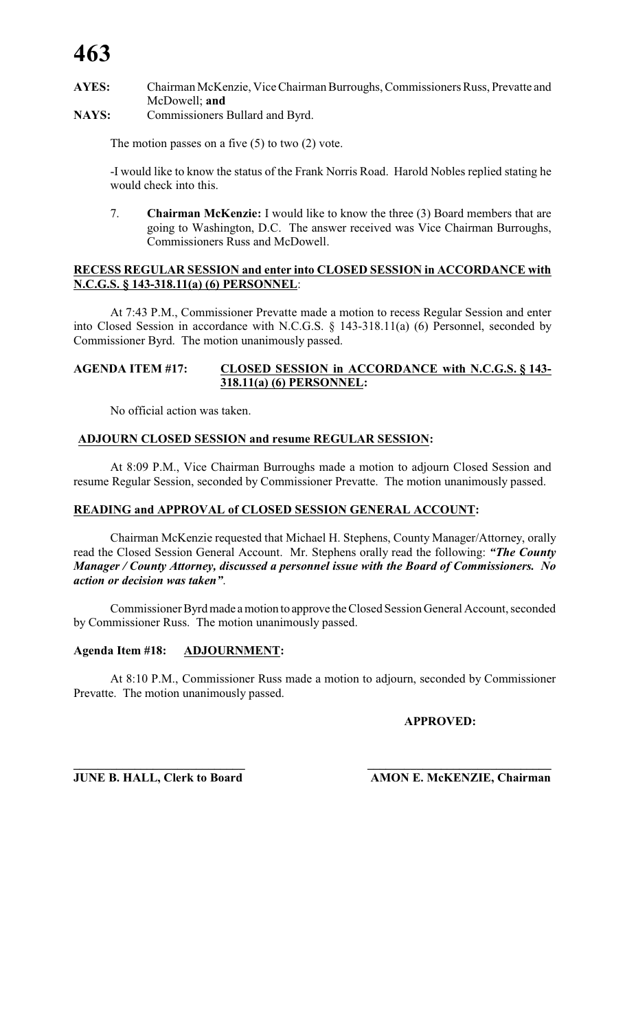**AYES:** Chairman McKenzie, Vice Chairman Burroughs, Commissioners Russ, Prevatte and McDowell; **and**

**NAYS:** Commissioners Bullard and Byrd.

The motion passes on a five (5) to two (2) vote.

-I would like to know the status of the Frank Norris Road. Harold Nobles replied stating he would check into this.

7. **Chairman McKenzie:** I would like to know the three (3) Board members that are going to Washington, D.C. The answer received was Vice Chairman Burroughs, Commissioners Russ and McDowell.

**RECESS REGULAR SESSION and enter into CLOSED SESSION in ACCORDANCE with N.C.G.S. § 143-318.11(a) (6) PERSONNEL:**

At 7:43 P.M., Commissioner Prevatte made a motion to recess Regular Session and enter into Closed Session in accordance with N.C.G.S. § 143-318.11(a) (6) Personnel, seconded by Commissioner Byrd. The motion unanimously passed.

**AGENDA ITEM #17: CLOSED SESSION in ACCORDANCE with N.C.G.S. § 143-318.11(a) (6) PERSONNEL:**

No official action was taken.

**ADJOURN CLOSED SESSION and resume REGULAR SESSION:**

At 8:09 P.M., Vice Chairman Burroughs made a motion to adjourn Closed Session and resume Regular Session, seconded by Commissioner Prevatte. The motion unanimously passed.

**READING and APPROVAL of CLOSED SESSION GENERAL ACCOUNT:**

Chairman McKenzie requested that Michael H. Stephens, County Manager/Attorney, orally read the Closed Session General Account. Mr. Stephens orally read the following: ***"The County Manager / County Attorney, discussed a personnel issue with the Board of Commissioners. No action or decision was taken"***.

Commissioner Byrd made a motion to approve the Closed Session General Account, seconded by Commissioner Russ. The motion unanimously passed.

**Agenda Item #18: ADJOURNMENT:**

At 8:10 P.M., Commissioner Russ made a motion to adjourn, seconded by Commissioner Prevatte. The motion unanimously passed.

**APPROVED:**

\_\_\_\_\_\_\_\_\_\_\_\_\_\_\_\_\_\_\_\_\_\_\_\_\_\_\_\_ \_\_\_\_\_\_\_\_\_\_\_\_\_\_\_\_\_\_\_\_\_\_\_\_\_\_\_\_

**JUNE B. HALL, Clerk to Board** **AMON E. McKENZIE, Chairman**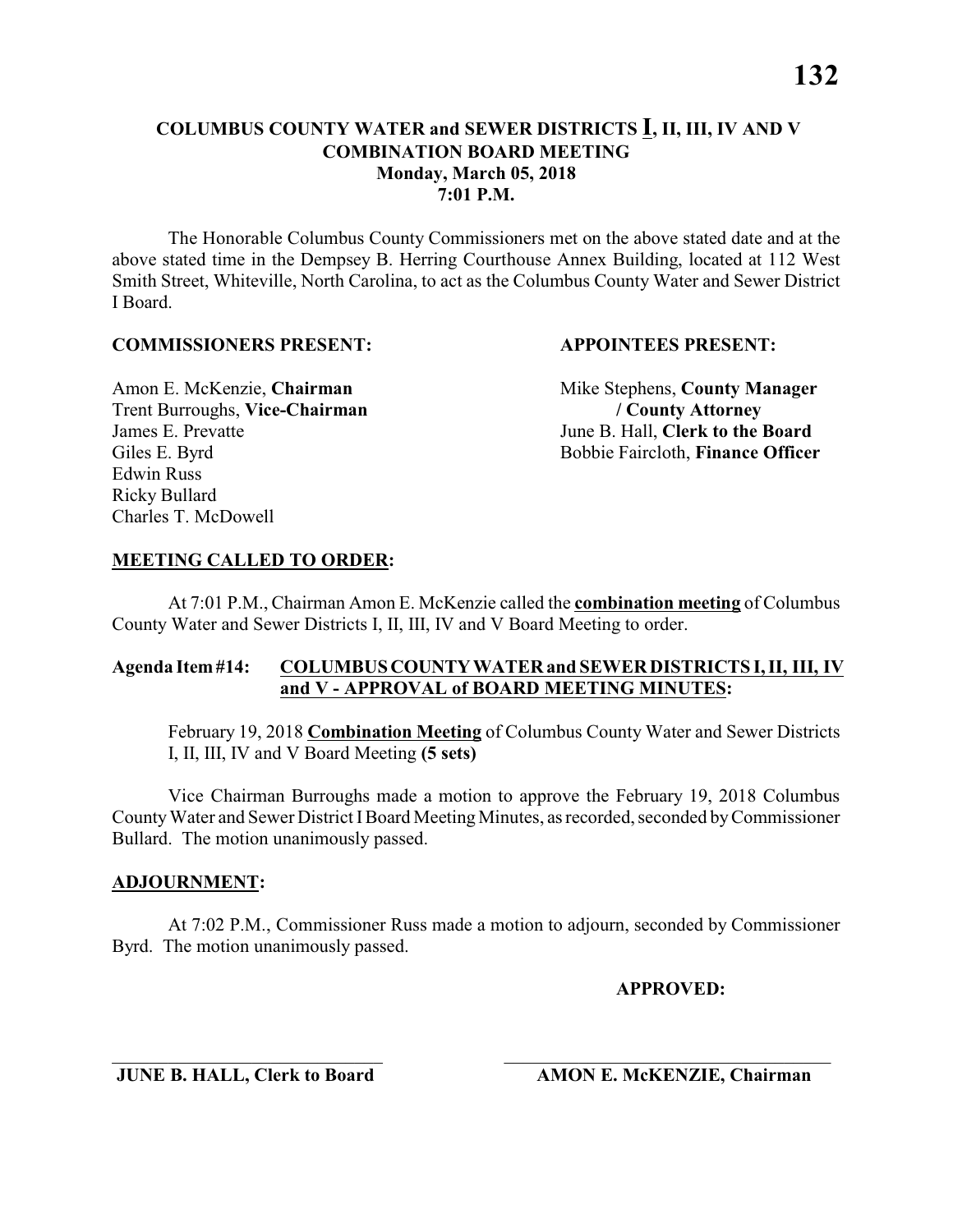## COLUMBUS COUNTY WATER and SEWER DISTRICTS I, II, III, IV AND V COMBINATION BOARD MEETING
### Monday, March 05, 2018
### 7:01 P.M.

The Honorable Columbus County Commissioners met on the above stated date and at the above stated time in the Dempsey B. Herring Courthouse Annex Building, located at 112 West Smith Street, Whiteville, North Carolina, to act as the Columbus County Water and Sewer District I Board.

**COMMISSIONERS PRESENT:**

Amon E. McKenzie, **Chairman**
Trent Burroughs, **Vice-Chairman**
James E. Prevatte
Giles E. Byrd
Edwin Russ
Ricky Bullard
Charles T. McDowell

**APPOINTEES PRESENT:**

Mike Stephens, **County Manager / County Attorney**
June B. Hall, **Clerk to the Board**
Bobbie Faircloth, **Finance Officer**

**MEETING CALLED TO ORDER:**

At 7:01 P.M., Chairman Amon E. McKenzie called the **combination meeting** of Columbus County Water and Sewer Districts I, II, III, IV and V Board Meeting to order.

**Agenda Item #14: COLUMBUS COUNTY WATER and SEWER DISTRICTS I, II, III, IV and V - APPROVAL of BOARD MEETING MINUTES:**

February 19, 2018 **Combination Meeting** of Columbus County Water and Sewer Districts I, II, III, IV and V Board Meeting **(5 sets)**

Vice Chairman Burroughs made a motion to approve the February 19, 2018 Columbus County Water and Sewer District I Board Meeting Minutes, as recorded, seconded by Commissioner Bullard. The motion unanimously passed.

**ADJOURNMENT:**

At 7:02 P.M., Commissioner Russ made a motion to adjourn, seconded by Commissioner Byrd. The motion unanimously passed.

**APPROVED:**

\_\_\_\_\_\_\_\_\_\_\_\_\_\_\_\_\_\_\_\_\_\_\_\_\_\_\_\_
**JUNE B. HALL, Clerk to Board**

\_\_\_\_\_\_\_\_\_\_\_\_\_\_\_\_\_\_\_\_\_\_\_\_\_\_\_\_
**AMON E. McKENZIE, Chairman**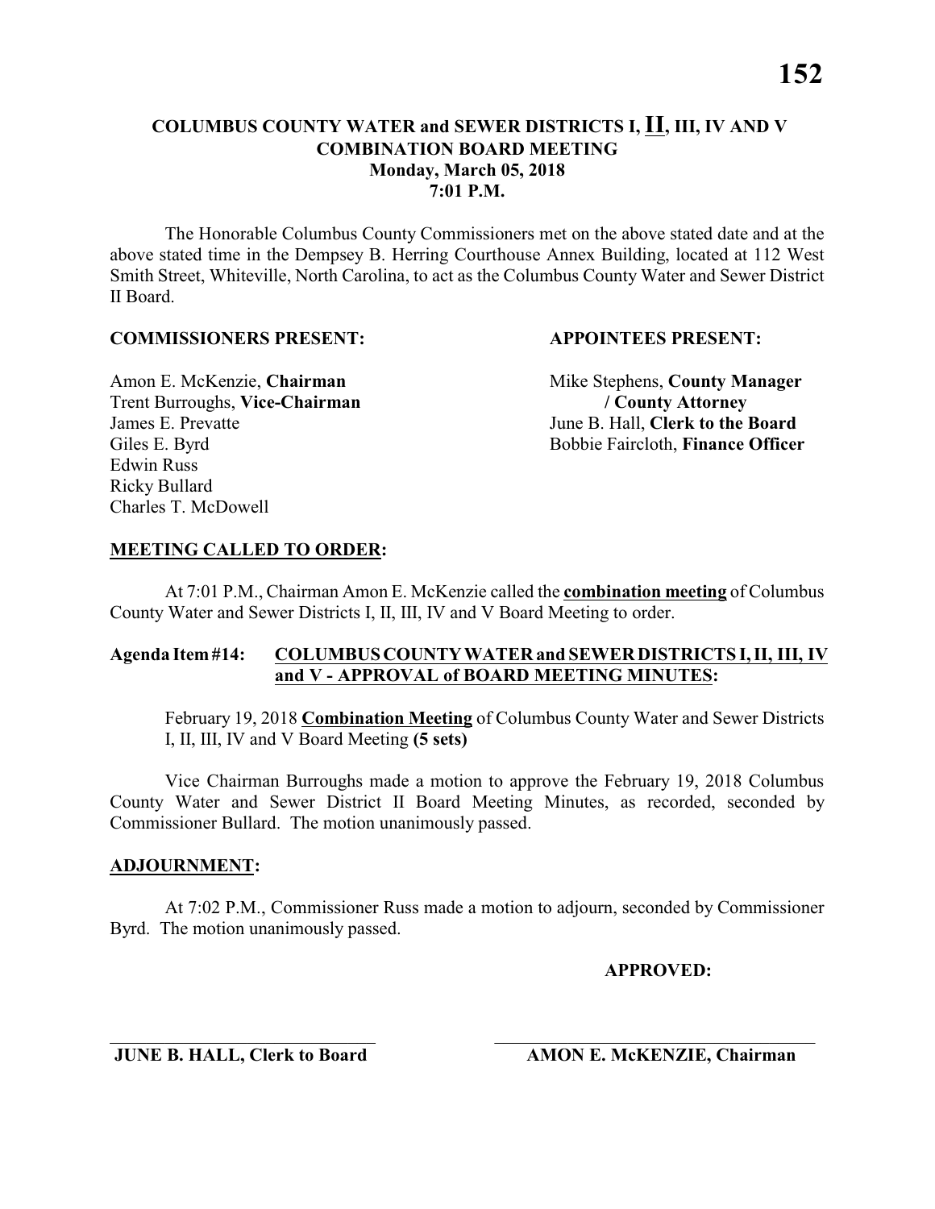# COLUMBUS COUNTY WATER and SEWER DISTRICTS I, **II**, III, IV AND V
## COMBINATION BOARD MEETING
### Monday, March 05, 2018
### 7:01 P.M.

The Honorable Columbus County Commissioners met on the above stated date and at the above stated time in the Dempsey B. Herring Courthouse Annex Building, located at 112 West Smith Street, Whiteville, North Carolina, to act as the Columbus County Water and Sewer District II Board.

**COMMISSIONERS PRESENT:**

Amon E. McKenzie, **Chairman**
Trent Burroughs, **Vice-Chairman**
James E. Prevatte
Giles E. Byrd
Edwin Russ
Ricky Bullard
Charles T. McDowell

**APPOINTEES PRESENT:**

Mike Stephens, **County Manager / County Attorney**
June B. Hall, **Clerk to the Board**
Bobbie Faircloth, **Finance Officer**

**MEETING CALLED TO ORDER:**

At 7:01 P.M., Chairman Amon E. McKenzie called the **combination meeting** of Columbus County Water and Sewer Districts I, II, III, IV and V Board Meeting to order.

**Agenda Item #14: COLUMBUS COUNTY WATER and SEWER DISTRICTS I, II, III, IV and V - APPROVAL of BOARD MEETING MINUTES:**

February 19, 2018 **Combination Meeting** of Columbus County Water and Sewer Districts I, II, III, IV and V Board Meeting **(5 sets)**

Vice Chairman Burroughs made a motion to approve the February 19, 2018 Columbus County Water and Sewer District II Board Meeting Minutes, as recorded, seconded by Commissioner Bullard. The motion unanimously passed.

**ADJOURNMENT:**

At 7:02 P.M., Commissioner Russ made a motion to adjourn, seconded by Commissioner Byrd. The motion unanimously passed.

**APPROVED:**

\_\_\_\_\_\_\_\_\_\_\_\_\_\_\_\_\_\_\_\_\_\_\_\_\_\_\_\_\_\_
**JUNE B. HALL, Clerk to Board**

\_\_\_\_\_\_\_\_\_\_\_\_\_\_\_\_\_\_\_\_\_\_\_\_\_\_\_\_\_\_
**AMON E. McKENZIE, Chairman**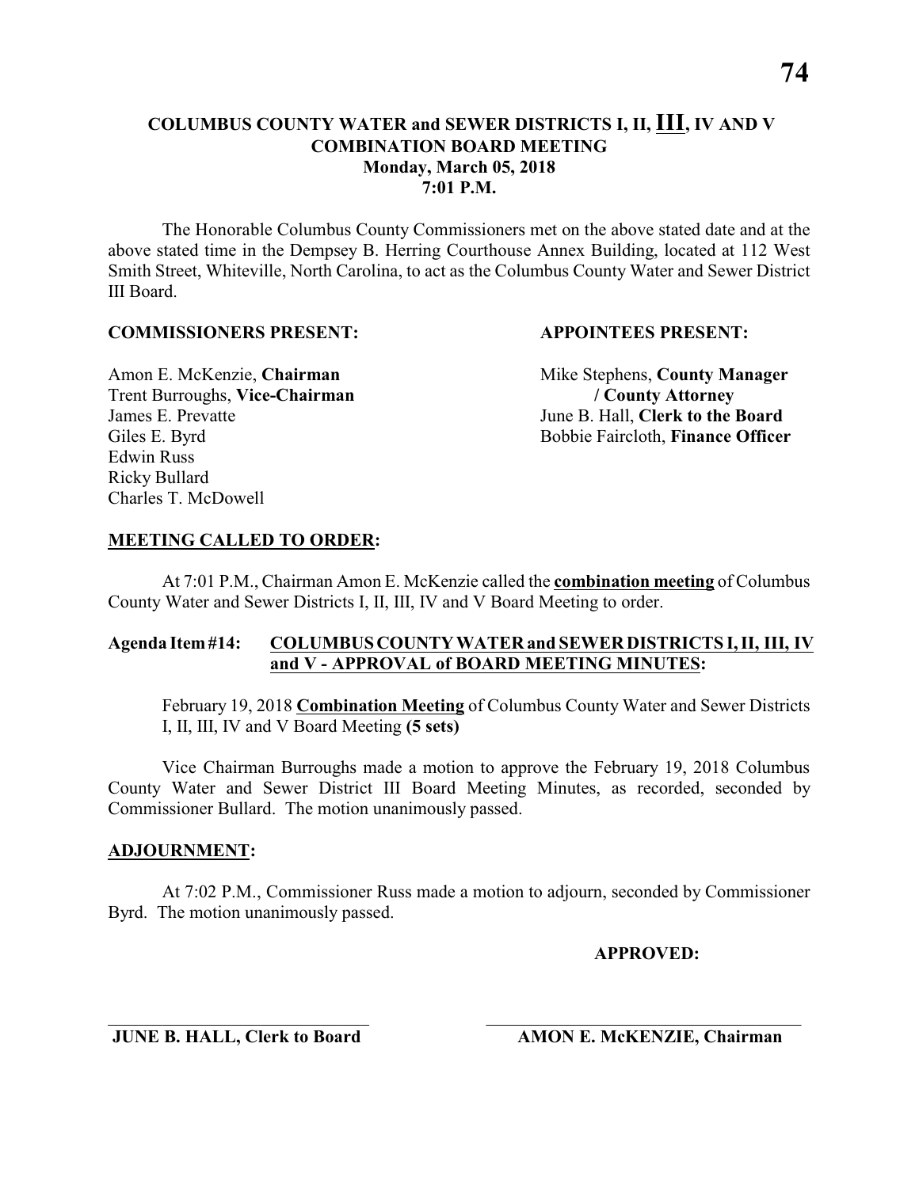## COLUMBUS COUNTY WATER and SEWER DISTRICTS I, II, III, IV AND V COMBINATION BOARD MEETING
**Monday, March 05, 2018**
**7:01 P.M.**

The Honorable Columbus County Commissioners met on the above stated date and at the above stated time in the Dempsey B. Herring Courthouse Annex Building, located at 112 West Smith Street, Whiteville, North Carolina, to act as the Columbus County Water and Sewer District III Board.

**COMMISSIONERS PRESENT:**

Amon E. McKenzie, **Chairman**
Trent Burroughs, **Vice-Chairman**
James E. Prevatte
Giles E. Byrd
Edwin Russ
Ricky Bullard
Charles T. McDowell

**APPOINTEES PRESENT:**

Mike Stephens, **County Manager / County Attorney**
June B. Hall, **Clerk to the Board**
Bobbie Faircloth, **Finance Officer**

**MEETING CALLED TO ORDER:**

At 7:01 P.M., Chairman Amon E. McKenzie called the **combination meeting** of Columbus County Water and Sewer Districts I, II, III, IV and V Board Meeting to order.

**Agenda Item #14: COLUMBUS COUNTY WATER and SEWER DISTRICTS I, II, III, IV and V - APPROVAL of BOARD MEETING MINUTES:**

February 19, 2018 **Combination Meeting** of Columbus County Water and Sewer Districts I, II, III, IV and V Board Meeting **(5 sets)**

Vice Chairman Burroughs made a motion to approve the February 19, 2018 Columbus County Water and Sewer District III Board Meeting Minutes, as recorded, seconded by Commissioner Bullard. The motion unanimously passed.

**ADJOURNMENT:**

At 7:02 P.M., Commissioner Russ made a motion to adjourn, seconded by Commissioner Byrd. The motion unanimously passed.

**APPROVED:**

______________________________
**JUNE B. HALL, Clerk to Board**

______________________________
**AMON E. McKENZIE, Chairman**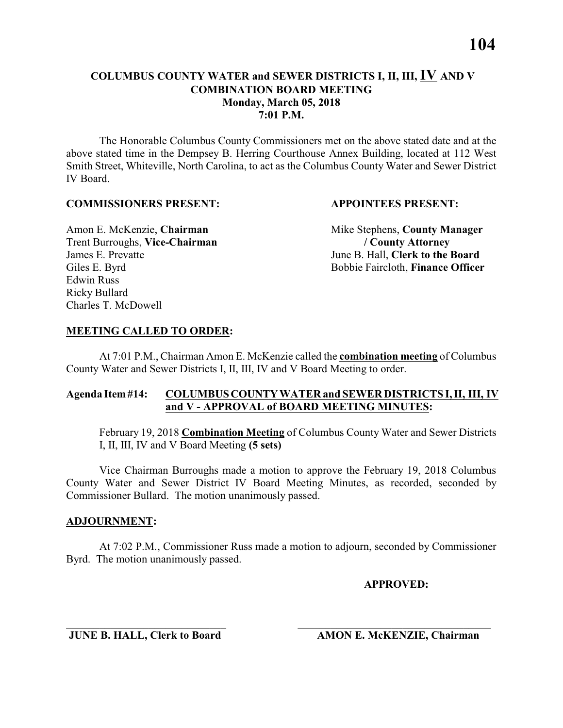**COLUMBUS COUNTY WATER and SEWER DISTRICTS I, II, III, IV AND V**
**COMBINATION BOARD MEETING**
**Monday, March 05, 2018**
**7:01 P.M.**

The Honorable Columbus County Commissioners met on the above stated date and at the above stated time in the Dempsey B. Herring Courthouse Annex Building, located at 112 West Smith Street, Whiteville, North Carolina, to act as the Columbus County Water and Sewer District IV Board.

**COMMISSIONERS PRESENT:**

Amon E. McKenzie, **Chairman**
Trent Burroughs, **Vice-Chairman**
James E. Prevatte
Giles E. Byrd
Edwin Russ
Ricky Bullard
Charles T. McDowell

**APPOINTEES PRESENT:**

Mike Stephens, **County Manager / County Attorney**
June B. Hall, **Clerk to the Board**
Bobbie Faircloth, **Finance Officer**

**MEETING CALLED TO ORDER:**

At 7:01 P.M., Chairman Amon E. McKenzie called the **combination meeting** of Columbus County Water and Sewer Districts I, II, III, IV and V Board Meeting to order.

**Agenda Item #14: COLUMBUS COUNTY WATER and SEWER DISTRICTS I, II, III, IV and V - APPROVAL of BOARD MEETING MINUTES:**

February 19, 2018 **Combination Meeting** of Columbus County Water and Sewer Districts I, II, III, IV and V Board Meeting **(5 sets)**

Vice Chairman Burroughs made a motion to approve the February 19, 2018 Columbus County Water and Sewer District IV Board Meeting Minutes, as recorded, seconded by Commissioner Bullard. The motion unanimously passed.

**ADJOURNMENT:**

At 7:02 P.M., Commissioner Russ made a motion to adjourn, seconded by Commissioner Byrd. The motion unanimously passed.

**APPROVED:**

\_\_\_\_\_\_\_\_\_\_\_\_\_\_\_\_\_\_\_\_\_\_\_\_\_\_\_\_\_\_
**JUNE B. HALL, Clerk to Board**

\_\_\_\_\_\_\_\_\_\_\_\_\_\_\_\_\_\_\_\_\_\_\_\_\_\_\_\_\_\_
**AMON E. McKENZIE, Chairman**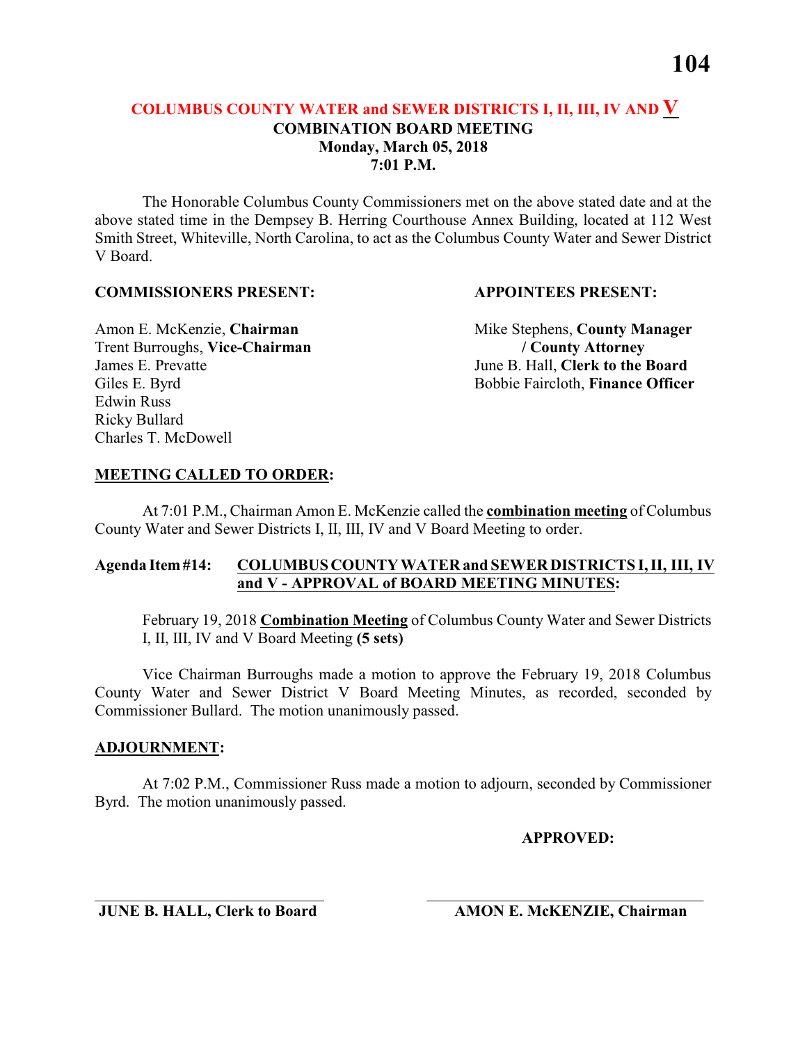## COLUMBUS COUNTY WATER and SEWER DISTRICTS I, II, III, IV AND V
### COMBINATION BOARD MEETING
**Monday, March 05, 2018**
**7:01 P.M.**

The Honorable Columbus County Commissioners met on the above stated date and at the above stated time in the Dempsey B. Herring Courthouse Annex Building, located at 112 West Smith Street, Whiteville, North Carolina, to act as the Columbus County Water and Sewer District V Board.

**COMMISSIONERS PRESENT:**

Amon E. McKenzie, **Chairman**
Trent Burroughs, **Vice-Chairman**
James E. Prevatte
Giles E. Byrd
Edwin Russ
Ricky Bullard
Charles T. McDowell

**APPOINTEES PRESENT:**

Mike Stephens, **County Manager / County Attorney**
June B. Hall, **Clerk to the Board**
Bobbie Faircloth, **Finance Officer**

**MEETING CALLED TO ORDER:**

At 7:01 P.M., Chairman Amon E. McKenzie called the **combination meeting** of Columbus County Water and Sewer Districts I, II, III, IV and V Board Meeting to order.

**Agenda Item #14: COLUMBUS COUNTY WATER and SEWER DISTRICTS I, II, III, IV and V - APPROVAL of BOARD MEETING MINUTES:**

February 19, 2018 **Combination Meeting** of Columbus County Water and Sewer Districts I, II, III, IV and V Board Meeting **(5 sets)**

Vice Chairman Burroughs made a motion to approve the February 19, 2018 Columbus County Water and Sewer District V Board Meeting Minutes, as recorded, seconded by Commissioner Bullard. The motion unanimously passed.

**ADJOURNMENT:**

At 7:02 P.M., Commissioner Russ made a motion to adjourn, seconded by Commissioner Byrd. The motion unanimously passed.

**APPROVED:**

\_\_\_\_\_\_\_\_\_\_\_\_\_\_\_\_\_\_\_\_\_\_\_\_\_\_\_\_
**JUNE B. HALL, Clerk to Board**

\_\_\_\_\_\_\_\_\_\_\_\_\_\_\_\_\_\_\_\_\_\_\_\_\_\_\_\_
**AMON E. McKENZIE, Chairman**